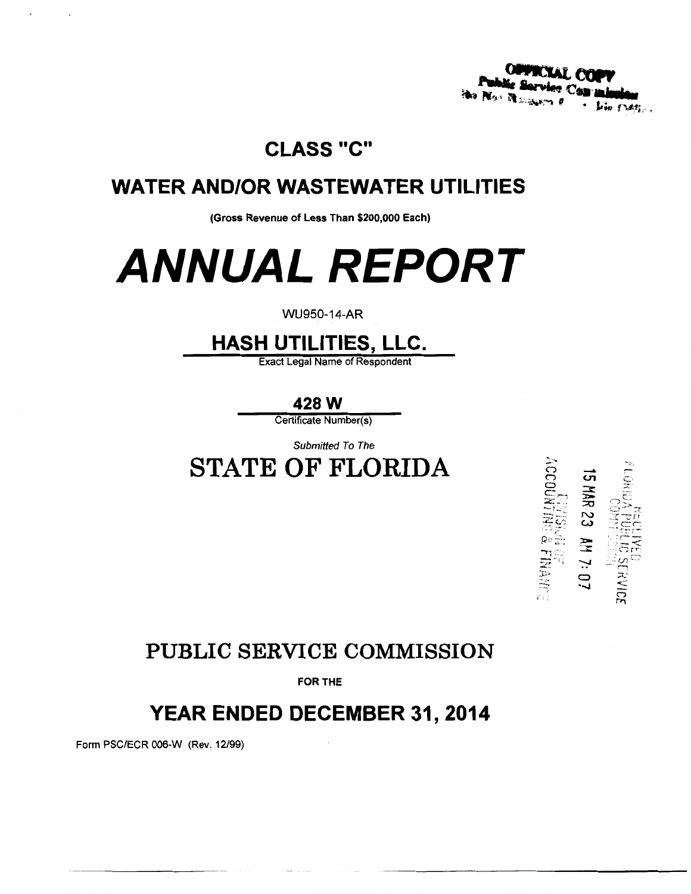OFFICIAL COPY
Public Service Commission
Do Not Remove from this Office

# CLASS "C"

## WATER AND/OR WASTEWATER UTILITIES

**(Gross Revenue of Less Than $200,000 Each)**

# *ANNUAL REPORT*

WU950-14-AR

## HASH UTILITIES, LLC.

Exact Legal Name of Respondent

**428 W**

Certificate Number(s)

*Submitted To The*

# STATE OF FLORIDA

RECEIVED
FLORIDA PUBLIC SERVICE COMMISSION
15 MAR 23 AM 7:07
DIVISION OF ACCOUNTING & FINANCE

## PUBLIC SERVICE COMMISSION

**FOR THE**

## YEAR ENDED DECEMBER 31, 2014

Form PSC/ECR 006-W (Rev. 12/99)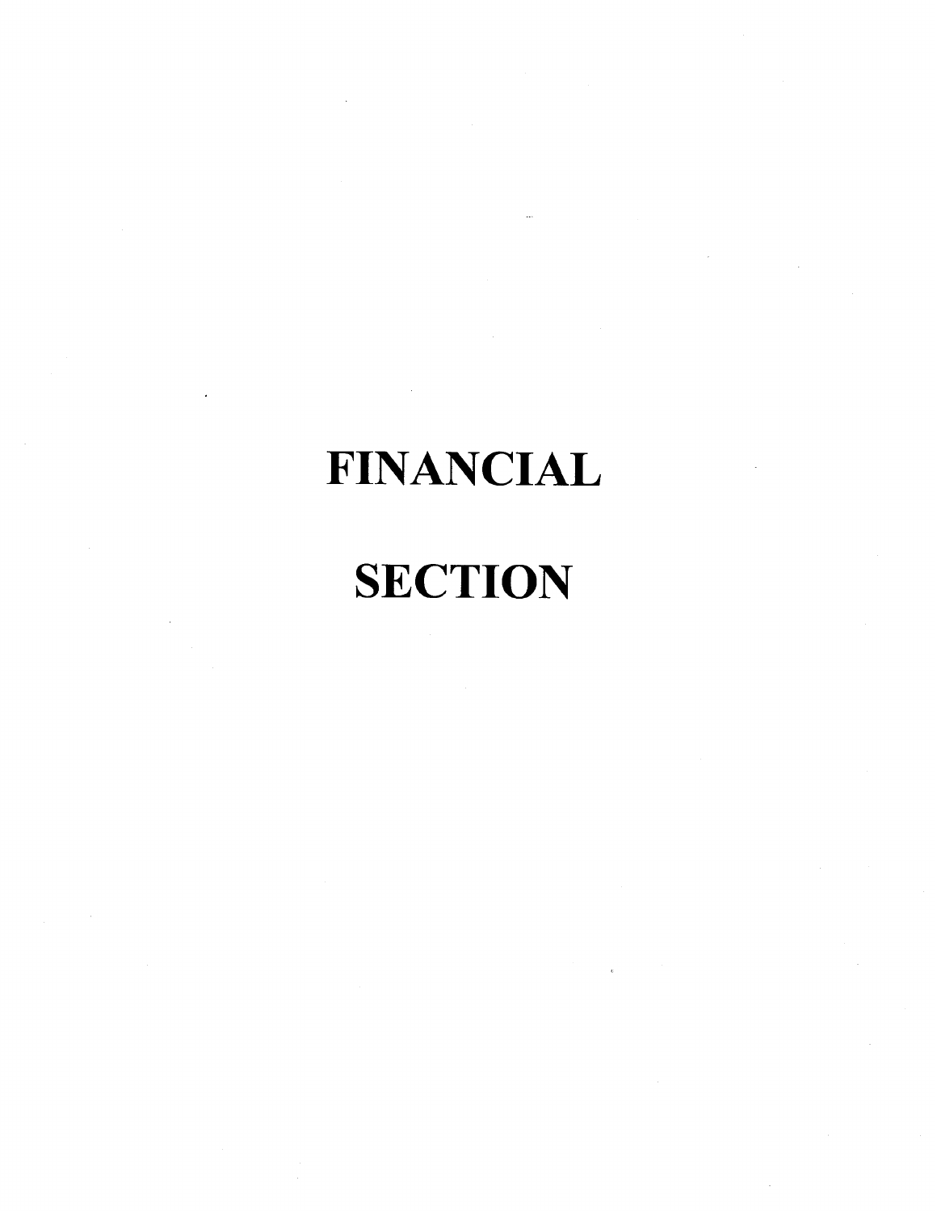# FINANCIAL

# SECTION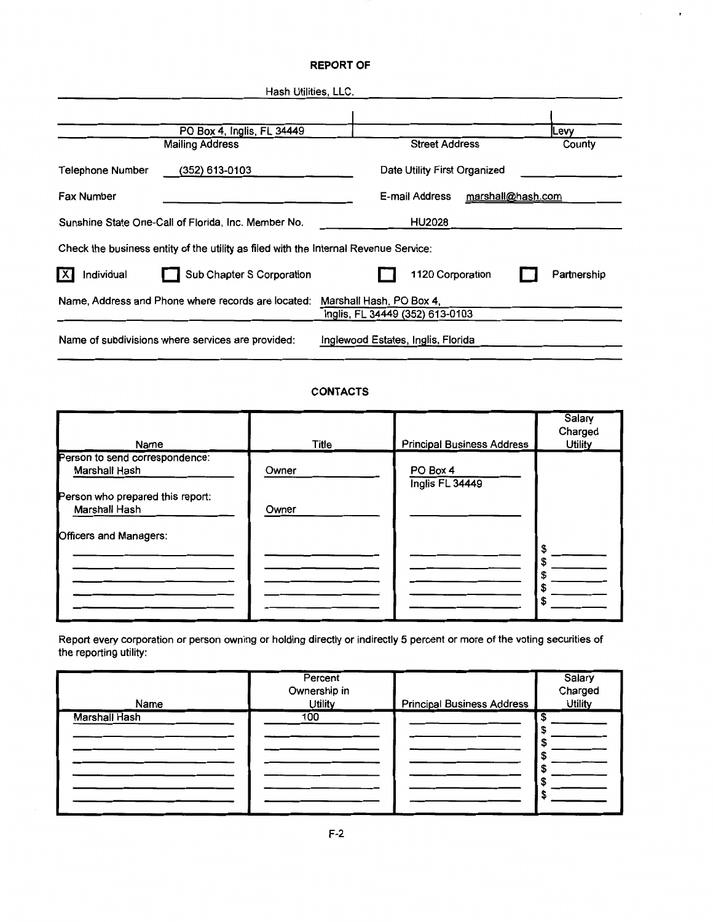## REPORT OF

Hash Utilities, LLC.

| Mailing Address | Street Address | County |
|---|---|---|
| PO Box 4, Inglis, FL 34449 | | Levy |

Telephone Number: (352) 613-0103

Date Utility First Organized: 

Fax Number: 

E-mail Address: marshall@hash.com

Sunshine State One-Call of Florida, Inc. Member No.: HU2028

Check the business entity of the utility as filed with the Internal Revenue Service:

[X] Individual  [ ] Sub Chapter S Corporation  [ ] 1120 Corporation  [ ] Partnership

Name, Address and Phone where records are located: Marshall Hash, PO Box 4, Inglis, FL 34449 (352) 613-0103

Name of subdivisions where services are provided: Inglewood Estates, Inglis, Florida

## CONTACTS

| Name | Title | Principal Business Address | Salary Charged Utility |
|---|---|---|---|
| Person to send correspondence: Marshall Hash | Owner | PO Box 4 Inglis FL 34449 | |
| Person who prepared this report: Marshall Hash | Owner | | |
| Officers and Managers: | | | |
| | | | $ |
| | | | $ |
| | | | $ |
| | | | $ |
| | | | $ |

Report every corporation or person owning or holding directly or indirectly 5 percent or more of the voting securities of the reporting utility:

| Name | Percent Ownership in Utility | Principal Business Address | Salary Charged Utility |
|---|---|---|---|
| Marshall Hash | 100 | | $ |
| | | | $ |
| | | | $ |
| | | | $ |
| | | | $ |
| | | | $ |
| | | | $ |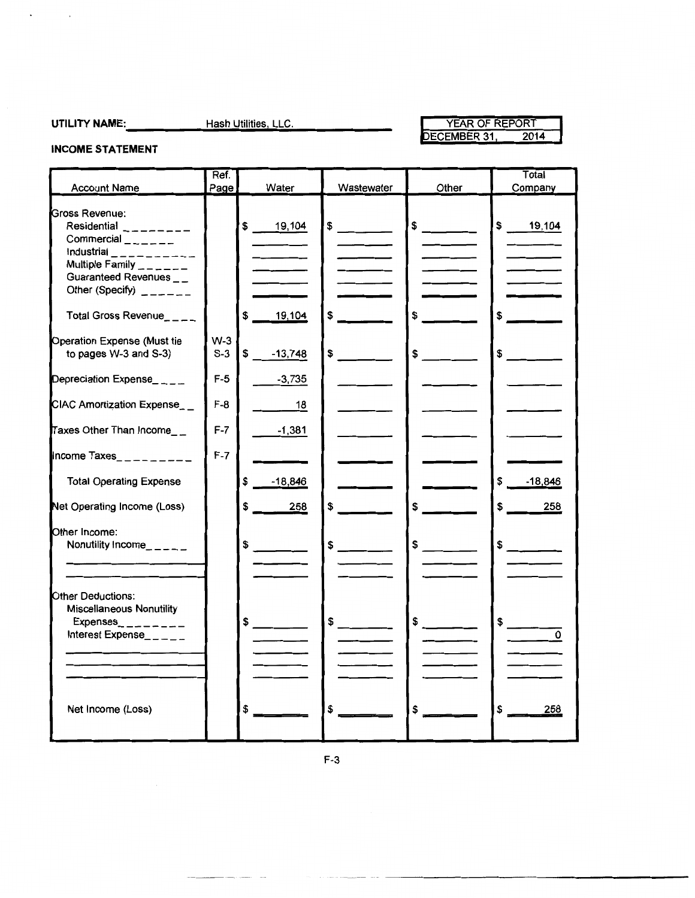**UTILITY NAME:** Hash Utilities, LLC.

| YEAR OF REPORT |
|---|
| DECEMBER 31, 2014 |

**INCOME STATEMENT**

| Account Name | Ref. Page | Water | Wastewater | Other | Total Company |
|---|---|---|---|---|---|
| Gross Revenue: | | | | | |
| Residential | | $ 19,104 | $ | $ | $ 19,104 |
| Commercial | | | | | |
| Industrial | | | | | |
| Multiple Family | | | | | |
| Guaranteed Revenues | | | | | |
| Other (Specify) | | | | | |
| Total Gross Revenue | | $ 19,104 | $ | $ | $ |
| Operation Expense (Must tie to pages W-3 and S-3) | W-3 S-3 | $ -13,748 | $ | $ | $ |
| Depreciation Expense | F-5 | -3,735 | | | |
| CIAC Amortization Expense | F-8 | 18 | | | |
| Taxes Other Than Income | F-7 | -1,381 | | | |
| Income Taxes | F-7 | | | | |
| Total Operating Expense | | $ -18,846 | | | $ -18,846 |
| Net Operating Income (Loss) | | $ 258 | $ | $ | $ 258 |
| Other Income: | | | | | |
| Nonutility Income | | $ | $ | $ | $ |
| | | | | | |
| | | | | | |
| Other Deductions: | | | | | |
| Miscellaneous Nonutility Expenses | | $ | $ | $ | $ |
| Interest Expense | | | | | 0 |
| | | | | | |
| | | | | | |
| | | | | | |
| Net Income (Loss) | | $ | $ | $ | $ 258 |

F-3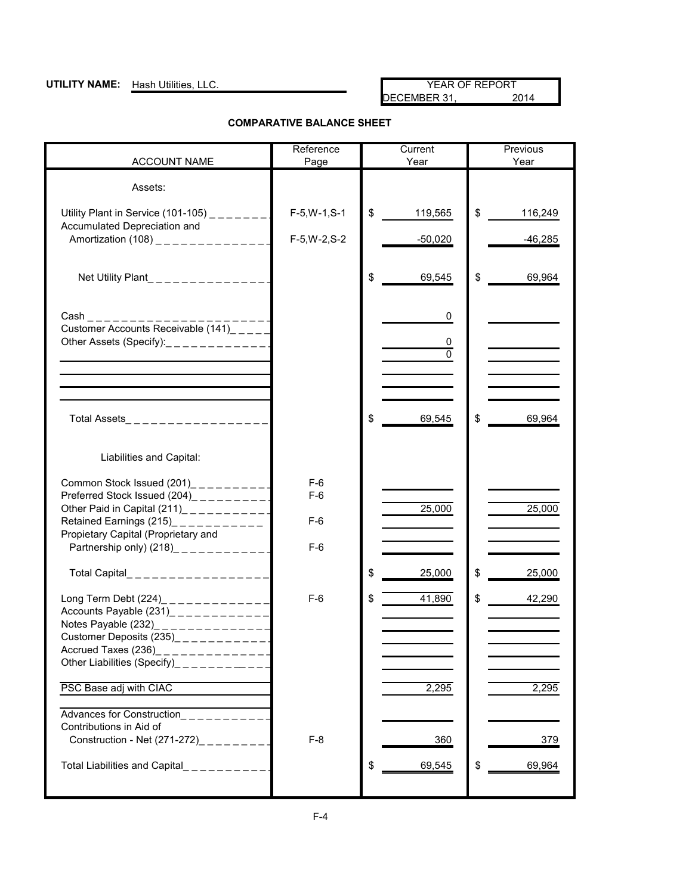**UTILITY NAME:** Hash Utilities, LLC.

| YEAR OF REPORT |
|---|
| DECEMBER 31, 2014 |

**COMPARATIVE BALANCE SHEET**

| ACCOUNT NAME | Reference Page | Current Year | Previous Year |
|---|---|---|---|
| Assets: | | | |
| Utility Plant in Service (101-105) | F-5,W-1,S-1 | $ 119,565 | $ 116,249 |
| Accumulated Depreciation and Amortization (108) | F-5,W-2,S-2 | -50,020 | -46,285 |
| Net Utility Plant | | $ 69,545 | $ 69,964 |
| Cash | | 0 | |
| Customer Accounts Receivable (141) | | | |
| Other Assets (Specify): | | 0 | |
| | | 0 | |
| | | | |
| | | | |
| | | | |
| Total Assets | | $ 69,545 | $ 69,964 |
| Liabilities and Capital: | | | |
| Common Stock Issued (201) | F-6 | | |
| Preferred Stock Issued (204) | F-6 | | |
| Other Paid in Capital (211) | | 25,000 | 25,000 |
| Retained Earnings (215) | F-6 | | |
| Propietary Capital (Proprietary and Partnership only) (218) | F-6 | | |
| Total Capital | | $ 25,000 | $ 25,000 |
| Long Term Debt (224) | F-6 | $ 41,890 | $ 42,290 |
| Accounts Payable (231) | | | |
| Notes Payable (232) | | | |
| Customer Deposits (235) | | | |
| Accrued Taxes (236) | | | |
| Other Liabilities (Specify) | | | |
| PSC Base adj with CIAC | | 2,295 | 2,295 |
| Advances for Construction | | | |
| Contributions in Aid of Construction - Net (271-272) | F-8 | 360 | 379 |
| Total Liabilities and Capital | | $ 69,545 | $ 69,964 |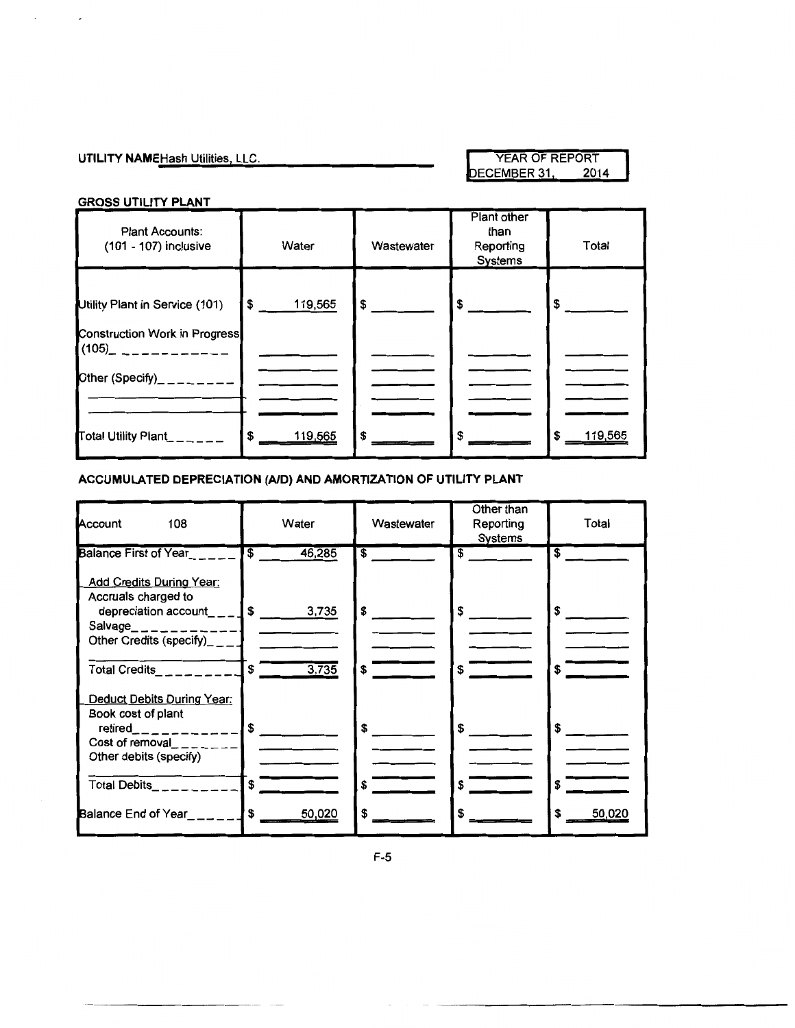UTILITY NAME: Hash Utilities, LLC.

YEAR OF REPORT
DECEMBER 31, 2014

## GROSS UTILITY PLANT

| Plant Accounts: (101 - 107) inclusive | Water | Wastewater | Plant other than Reporting Systems | Total |
|---|---|---|---|---|
| Utility Plant in Service (101) | $ 119,565 | $ | $ | $ |
| Construction Work in Progress (105) | | | | |
| Other (Specify) | | | | |
| | | | | |
| Total Utility Plant | $ 119,565 | $ | $ | $ 119,565 |

## ACCUMULATED DEPRECIATION (A/D) AND AMORTIZATION OF UTILITY PLANT

| Account 108 | Water | Wastewater | Other than Reporting Systems | Total |
|---|---|---|---|---|
| Balance First of Year | $ 46,285 | $ | $ | $ |
| Add Credits During Year: | | | | |
| Accruals charged to depreciation account | $ 3,735 | $ | $ | $ |
| Salvage | | | | |
| Other Credits (specify) | | | | |
| Total Credits | $ 3,735 | $ | $ | $ |
| Deduct Debits During Year: | | | | |
| Book cost of plant retired | $ | $ | $ | $ |
| Cost of removal | | | | |
| Other debits (specify) | | | | |
| Total Debits | $ | $ | $ | $ |
| Balance End of Year | $ 50,020 | $ | $ | $ 50,020 |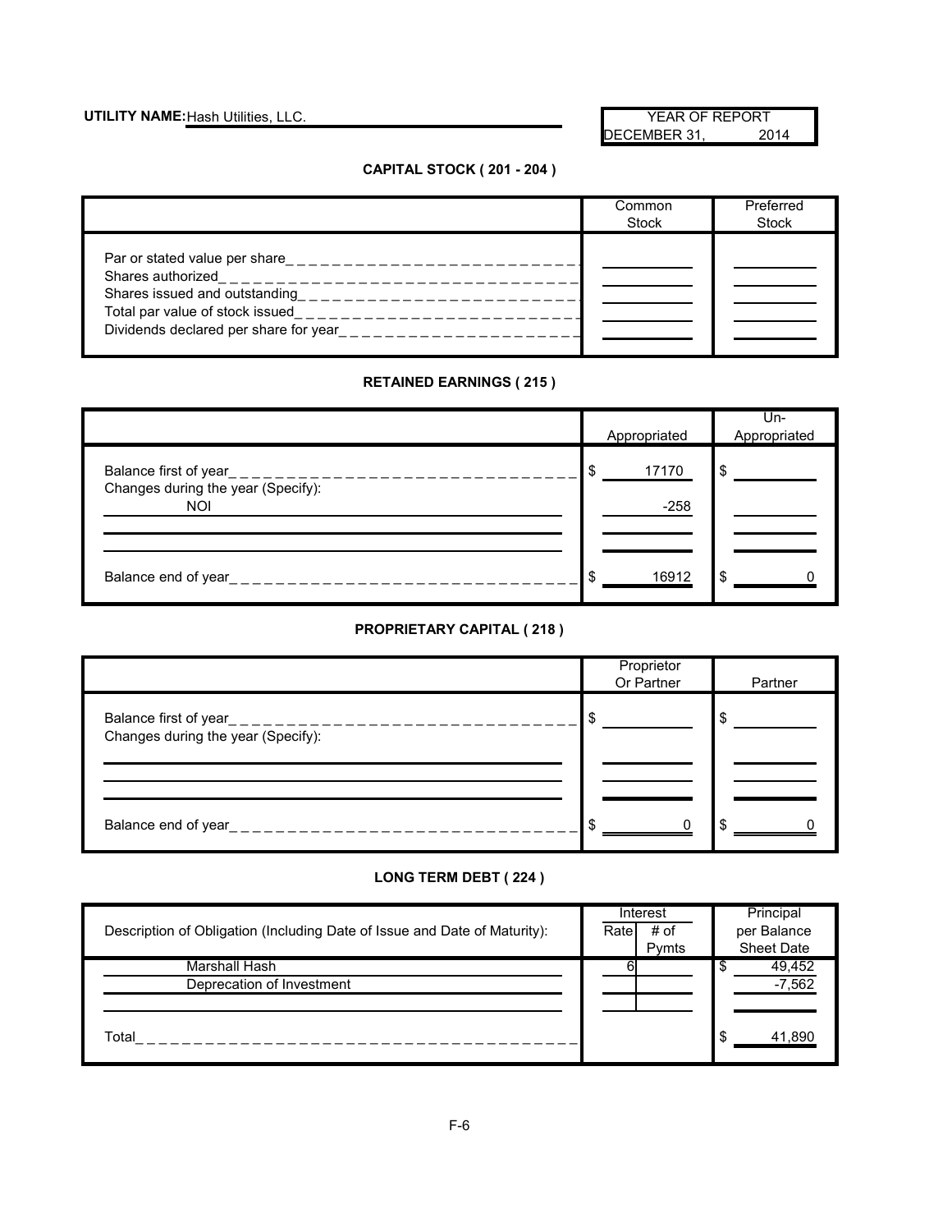**UTILITY NAME:** Hash Utilities, LLC.

| YEAR OF REPORT |
|---|
| DECEMBER 31, 2014 |

## CAPITAL STOCK ( 201 - 204 )

| | Common Stock | Preferred Stock |
|---|---|---|
| Par or stated value per share | | |
| Shares authorized | | |
| Shares issued and outstanding | | |
| Total par value of stock issued | | |
| Dividends declared per share for year | | |

## RETAINED EARNINGS ( 215 )

| | Appropriated | Un-Appropriated |
|---|---|---|
| Balance first of year | $ 17170 | $ |
| Changes during the year (Specify): | | |
| NOI | -258 | |
| | | |
| | | |
| Balance end of year | $ 16912 | $ 0 |

## PROPRIETARY CAPITAL ( 218 )

| | Proprietor Or Partner | Partner |
|---|---|---|
| Balance first of year | $ | $ |
| Changes during the year (Specify): | | |
| | | |
| | | |
| | | |
| Balance end of year | $ 0 | $ 0 |

## LONG TERM DEBT ( 224 )

| Description of Obligation (Including Date of Issue and Date of Maturity): | Interest Rate | Interest # of Pymts | Principal per Balance Sheet Date |
|---|---|---|---|
| Marshall Hash | 6 | | $ 49,452 |
| Deprecation of Investment | | | -7,562 |
| | | | |
| Total | | | $ 41,890 |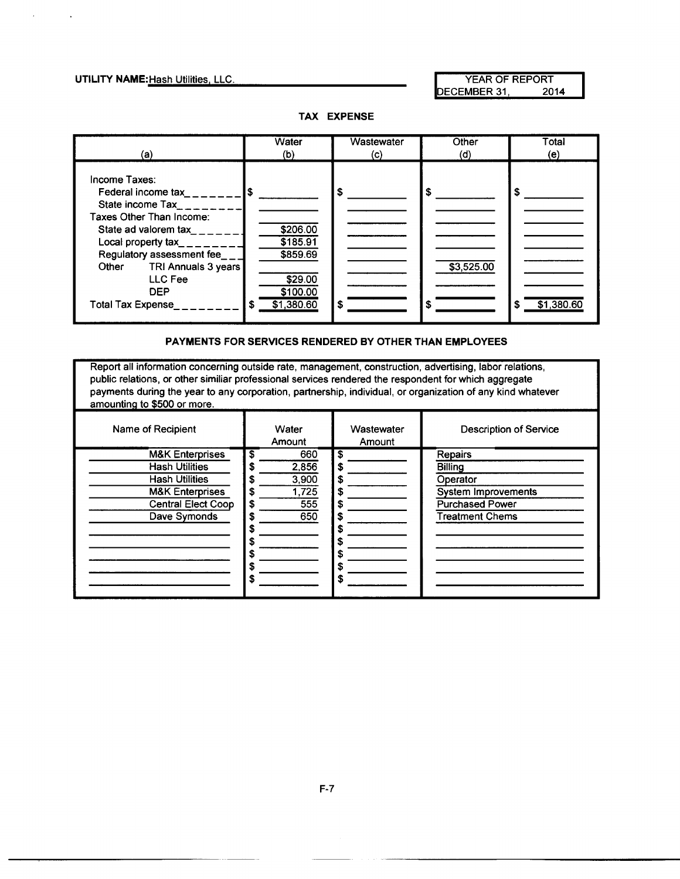**UTILITY NAME:** Hash Utilities, LLC.

| YEAR OF REPORT |
|---|
| DECEMBER 31, 2014 |

## TAX EXPENSE

| (a) | Water (b) | Wastewater (c) | Other (d) | Total (e) |
|---|---|---|---|---|
| Income Taxes: | | | | |
| Federal income tax | $ | $ | $ | $ |
| State income Tax | | | | |
| Taxes Other Than Income: | | | | |
| State ad valorem tax | $206.00 | | | |
| Local property tax | $185.91 | | | |
| Regulatory assessment fee | $859.69 | | | |
| Other TRI Annuals 3 years | | | $3,525.00 | |
| LLC Fee | $29.00 | | | |
| DEP | $100.00 | | | |
| Total Tax Expense | $ $1,380.60 | $ | $ | $ $1,380.60 |

## PAYMENTS FOR SERVICES RENDERED BY OTHER THAN EMPLOYEES

Report all information concerning outside rate, management, construction, advertising, labor relations, public relations, or other similiar professional services rendered the respondent for which aggregate payments during the year to any corporation, partnership, individual, or organization of any kind whatever amounting to $500 or more.

| Name of Recipient | Water Amount | Wastewater Amount | Description of Service |
|---|---|---|---|
| M&K Enterprises | $ 660 | $ | Repairs |
| Hash Utilities | $ 2,856 | $ | Billing |
| Hash Utilities | $ 3,900 | $ | Operator |
| M&K Enterprises | $ 1,725 | $ | System Improvements |
| Central Elect Coop | $ 555 | $ | Purchased Power |
| Dave Symonds | $ 650 | $ | Treatment Chems |
| | $ | $ | |
| | $ | $ | |
| | $ | $ | |
| | $ | $ | |
| | $ | $ | |

F-7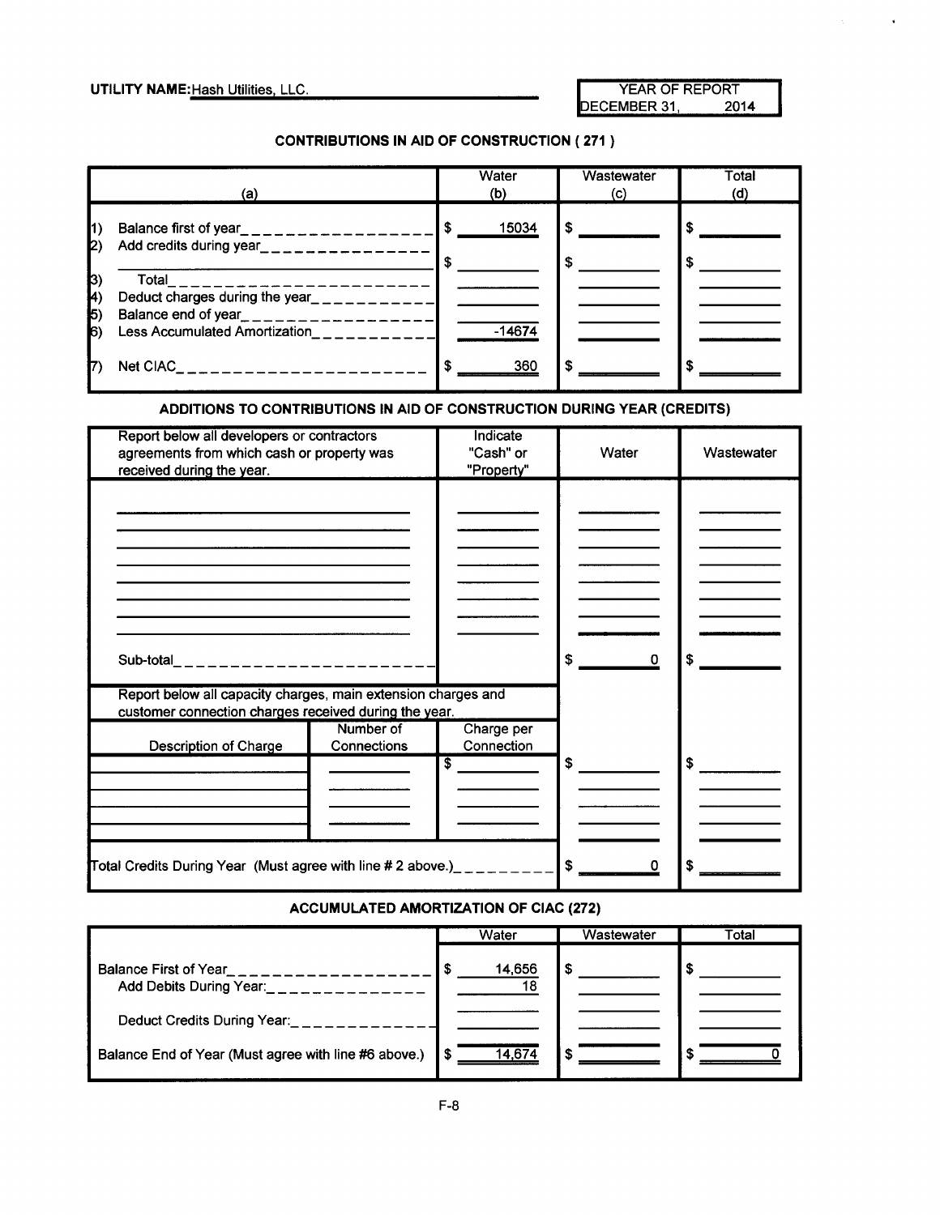**UTILITY NAME:** Hash Utilities, LLC.

| YEAR OF REPORT |
|---|
| DECEMBER 31, 2014 |

### CONTRIBUTIONS IN AID OF CONSTRUCTION ( 271 )

| (a) | Water (b) | Wastewater (c) | Total (d) |
|---|---|---|---|
| 1) Balance first of year | $ 15034 | $ | $ |
| 2) Add credits during year | $ | $ | $ |
| 3) Total | | | |
| 4) Deduct charges during the year | | | |
| 5) Balance end of year | | | |
| 6) Less Accumulated Amortization | -14674 | | |
| 7) Net CIAC | $ 360 | $ | $ |

### ADDITIONS TO CONTRIBUTIONS IN AID OF CONSTRUCTION DURING YEAR (CREDITS)

| Report below all developers or contractors agreements from which cash or property was received during the year. | Indicate "Cash" or "Property" | Water | Wastewater |
|---|---|---|---|
| | | | |
| Sub-total | | $ 0 | $ |

| Report below all capacity charges, main extension charges and customer connection charges received during the year. | | | | |
|---|---|---|---|---|
| Description of Charge | Number of Connections | Charge per Connection | Water | Wastewater |
| | | $ | $ | $ |
| Total Credits During Year (Must agree with line # 2 above.) | | | $ 0 | $ |

### ACCUMULATED AMORTIZATION OF CIAC (272)

| | Water | Wastewater | Total |
|---|---|---|---|
| Balance First of Year | $ 14,656 | $ | $ |
| Add Debits During Year: | 18 | | |
| Deduct Credits During Year: | | | |
| Balance End of Year (Must agree with line #6 above.) | $ 14,674 | $ | $ 0 |

F-8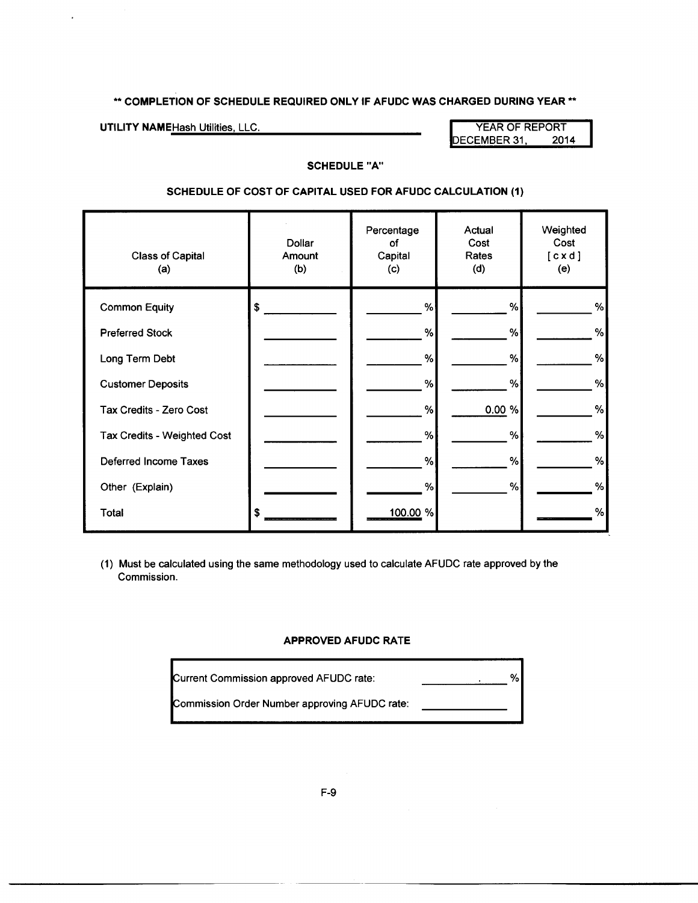**\*\* COMPLETION OF SCHEDULE REQUIRED ONLY IF AFUDC WAS CHARGED DURING YEAR \*\***

**UTILITY NAME** Hash Utilities, LLC.

| YEAR OF REPORT |
|---|
| DECEMBER 31, 2014 |

### SCHEDULE "A"

### SCHEDULE OF COST OF CAPITAL USED FOR AFUDC CALCULATION (1)

| Class of Capital (a) | Dollar Amount (b) | Percentage of Capital (c) | Actual Cost Rates (d) | Weighted Cost [ c x d ] (e) |
|---|---|---|---|---|
| Common Equity | $ | % | % | % |
| Preferred Stock | | % | % | % |
| Long Term Debt | | % | % | % |
| Customer Deposits | | % | % | % |
| Tax Credits - Zero Cost | | % | 0.00 % | % |
| Tax Credits - Weighted Cost | | % | % | % |
| Deferred Income Taxes | | % | % | % |
| Other (Explain) | | % | % | % |
| Total | $ | 100.00 % | | % |

(1) Must be calculated using the same methodology used to calculate AFUDC rate approved by the Commission.

### APPROVED AFUDC RATE

| | |
|---|---|
| Current Commission approved AFUDC rate: | . % |
| Commission Order Number approving AFUDC rate: | |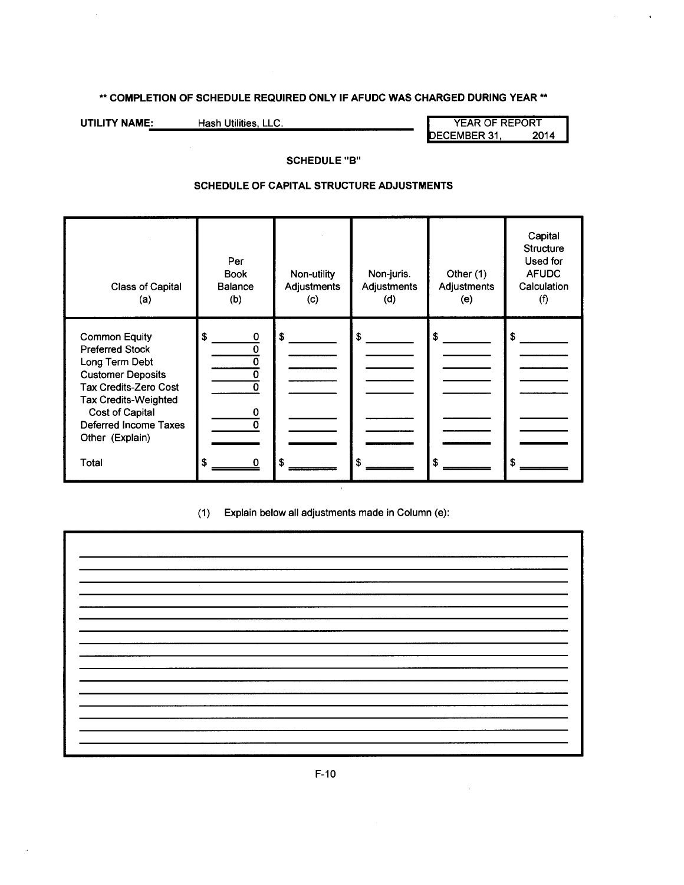**\*\* COMPLETION OF SCHEDULE REQUIRED ONLY IF AFUDC WAS CHARGED DURING YEAR \*\***

**UTILITY NAME:** Hash Utilities, LLC.

YEAR OF REPORT
DECEMBER 31, 2014

**SCHEDULE "B"**

**SCHEDULE OF CAPITAL STRUCTURE ADJUSTMENTS**

| Class of Capital (a) | Per Book Balance (b) | Non-utility Adjustments (c) | Non-juris. Adjustments (d) | Other (1) Adjustments (e) | Capital Structure Used for AFUDC Calculation (f) |
|---|---|---|---|---|---|
| Common Equity | $ 0 | $ | $ | $ | $ |
| Preferred Stock | 0 | | | | |
| Long Term Debt | 0 | | | | |
| Customer Deposits | 0 | | | | |
| Tax Credits-Zero Cost | 0 | | | | |
| Tax Credits-Weighted Cost of Capital | 0 | | | | |
| Deferred Income Taxes | 0 | | | | |
| Other (Explain) | | | | | |
| Total | $ 0 | $ | $ | $ | $ |

(1) Explain below all adjustments made in Column (e):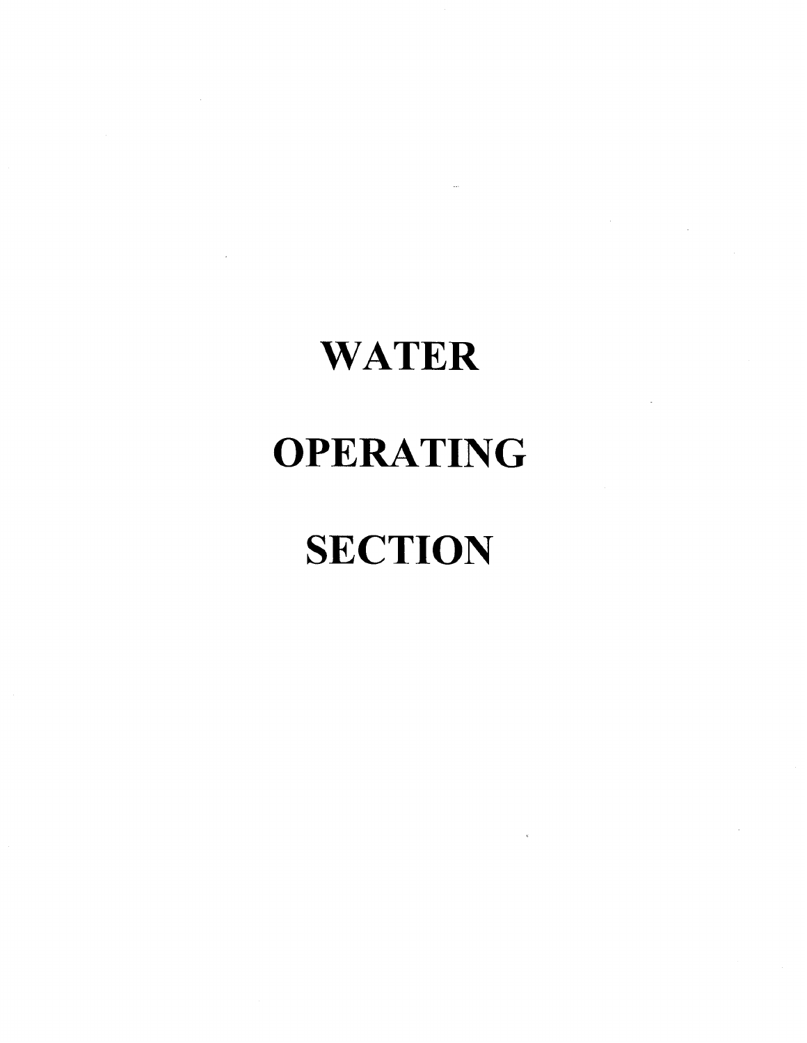# WATER

# OPERATING

# SECTION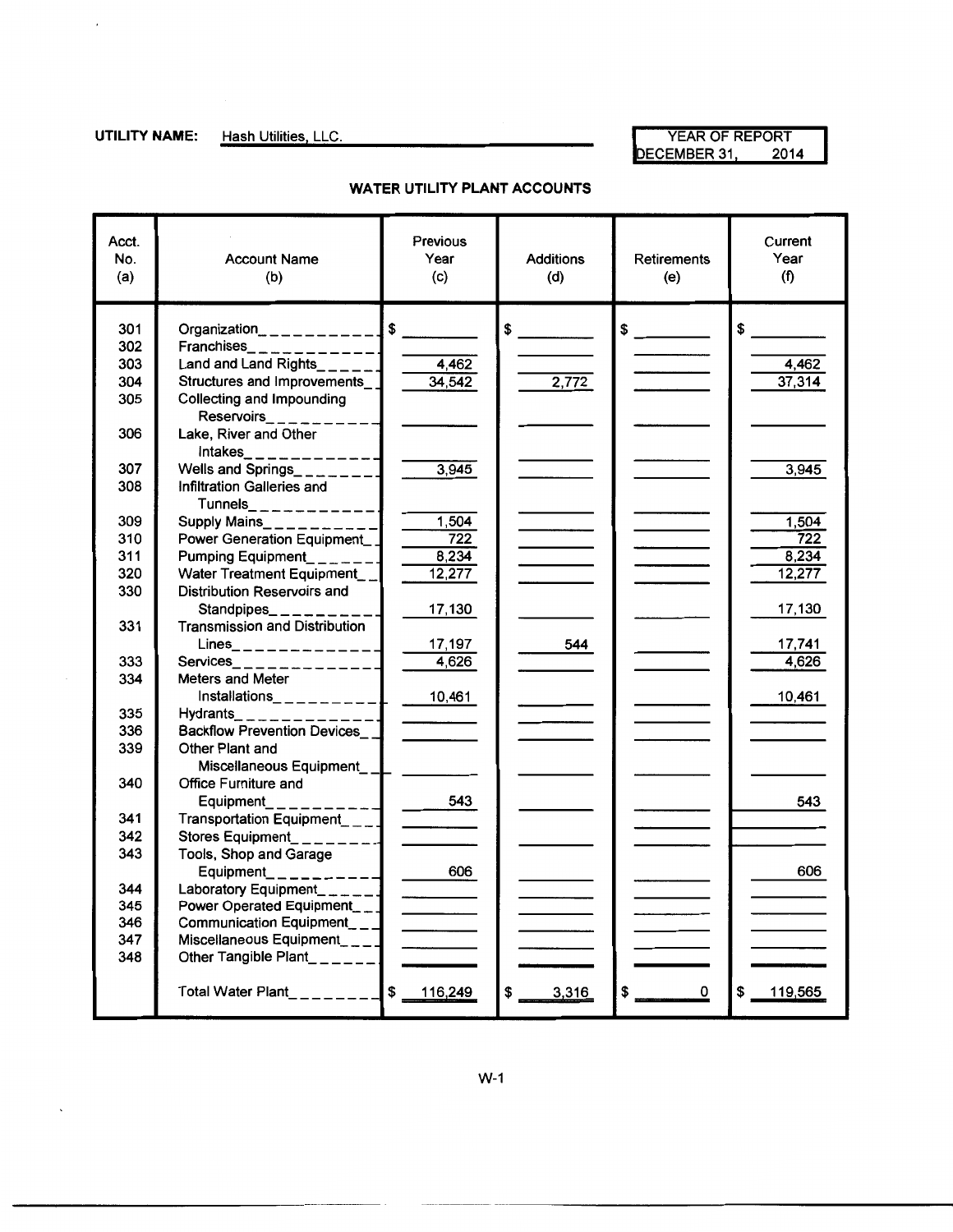**UTILITY NAME:** Hash Utilities, LLC.

YEAR OF REPORT
DECEMBER 31, 2014

## WATER UTILITY PLANT ACCOUNTS

| Acct. No. (a) | Account Name (b) | Previous Year (c) | Additions (d) | Retirements (e) | Current Year (f) |
|---|---|---|---|---|---|
| 301 | Organization | $ | $ | $ | $ |
| 302 | Franchises | | | | |
| 303 | Land and Land Rights | 4,462 | | | 4,462 |
| 304 | Structures and Improvements | 34,542 | 2,772 | | 37,314 |
| 305 | Collecting and Impounding Reservoirs | | | | |
| 306 | Lake, River and Other Intakes | | | | |
| 307 | Wells and Springs | 3,945 | | | 3,945 |
| 308 | Infiltration Galleries and Tunnels | | | | |
| 309 | Supply Mains | 1,504 | | | 1,504 |
| 310 | Power Generation Equipment | 722 | | | 722 |
| 311 | Pumping Equipment | 8,234 | | | 8,234 |
| 320 | Water Treatment Equipment | 12,277 | | | 12,277 |
| 330 | Distribution Reservoirs and Standpipes | 17,130 | | | 17,130 |
| 331 | Transmission and Distribution Lines | 17,197 | 544 | | 17,741 |
| 333 | Services | 4,626 | | | 4,626 |
| 334 | Meters and Meter Installations | 10,461 | | | 10,461 |
| 335 | Hydrants | | | | |
| 336 | Backflow Prevention Devices | | | | |
| 339 | Other Plant and Miscellaneous Equipment | | | | |
| 340 | Office Furniture and Equipment | 543 | | | 543 |
| 341 | Transportation Equipment | | | | |
| 342 | Stores Equipment | | | | |
| 343 | Tools, Shop and Garage Equipment | 606 | | | 606 |
| 344 | Laboratory Equipment | | | | |
| 345 | Power Operated Equipment | | | | |
| 346 | Communication Equipment | | | | |
| 347 | Miscellaneous Equipment | | | | |
| 348 | Other Tangible Plant | | | | |
| | Total Water Plant | $ 116,249 | $ 3,316 | $ 0 | $ 119,565 |

W-1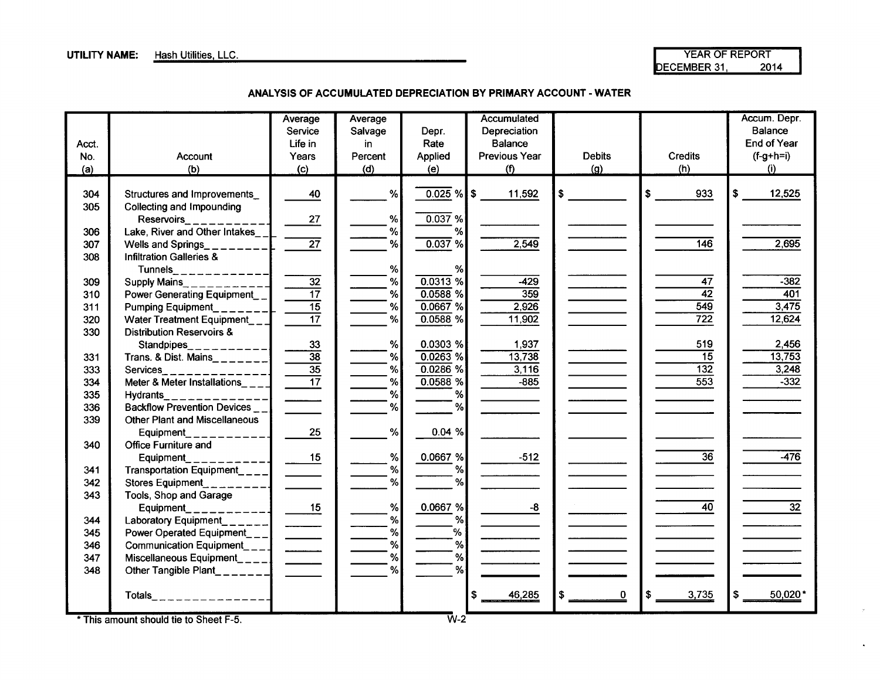**UTILITY NAME:** Hash Utilities, LLC.

YEAR OF REPORT
DECEMBER 31, 2014

## ANALYSIS OF ACCUMULATED DEPRECIATION BY PRIMARY ACCOUNT - WATER

| Acct. No. (a) | Account (b) | Average Service Life in Years (c) | Average Salvage in Percent (d) | Depr. Rate Applied (e) | Accumulated Depreciation Balance Previous Year (f) | Debits (g) | Credits (h) | Accum. Depr. Balance End of Year (f-g+h=i) (i) |
|---|---|---|---|---|---|---|---|---|
| 304 | Structures and Improvements | 40 | % | 0.025 % | $ 11,592 | $ | $ 933 | $ 12,525 |
| 305 | Collecting and Impounding Reservoirs | 27 | % | 0.037 % | | | | |
| 306 | Lake, River and Other Intakes | | % | % | | | | |
| 307 | Wells and Springs | 27 | % | 0.037 % | 2,549 | | 146 | 2,695 |
| 308 | Infiltration Galleries & Tunnels | | % | % | | | | |
| 309 | Supply Mains | 32 | % | 0.0313 % | -429 | | 47 | -382 |
| 310 | Power Generating Equipment | 17 | % | 0.0588 % | 359 | | 42 | 401 |
| 311 | Pumping Equipment | 15 | % | 0.0667 % | 2,926 | | 549 | 3,475 |
| 320 | Water Treatment Equipment | 17 | % | 0.0588 % | 11,902 | | 722 | 12,624 |
| 330 | Distribution Reservoirs & Standpipes | 33 | % | 0.0303 % | 1,937 | | 519 | 2,456 |
| 331 | Trans. & Dist. Mains | 38 | % | 0.0263 % | 13,738 | | 15 | 13,753 |
| 333 | Services | 35 | % | 0.0286 % | 3,116 | | 132 | 3,248 |
| 334 | Meter & Meter Installations | 17 | % | 0.0588 % | -885 | | 553 | -332 |
| 335 | Hydrants | | % | % | | | | |
| 336 | Backflow Prevention Devices | | % | % | | | | |
| 339 | Other Plant and Miscellaneous Equipment | 25 | % | 0.04 % | | | | |
| 340 | Office Furniture and Equipment | 15 | % | 0.0667 % | -512 | | 36 | -476 |
| 341 | Transportation Equipment | | % | % | | | | |
| 342 | Stores Equipment | | % | % | | | | |
| 343 | Tools, Shop and Garage Equipment | 15 | % | 0.0667 % | -8 | | 40 | 32 |
| 344 | Laboratory Equipment | | % | % | | | | |
| 345 | Power Operated Equipment | | % | % | | | | |
| 346 | Communication Equipment | | % | % | | | | |
| 347 | Miscellaneous Equipment | | % | % | | | | |
| 348 | Other Tangible Plant | | % | % | | | | |
| | Totals | | | | $ 46,285 | $ 0 | $ 3,735 | $ 50,020* |

* This amount should tie to Sheet F-5.

W-2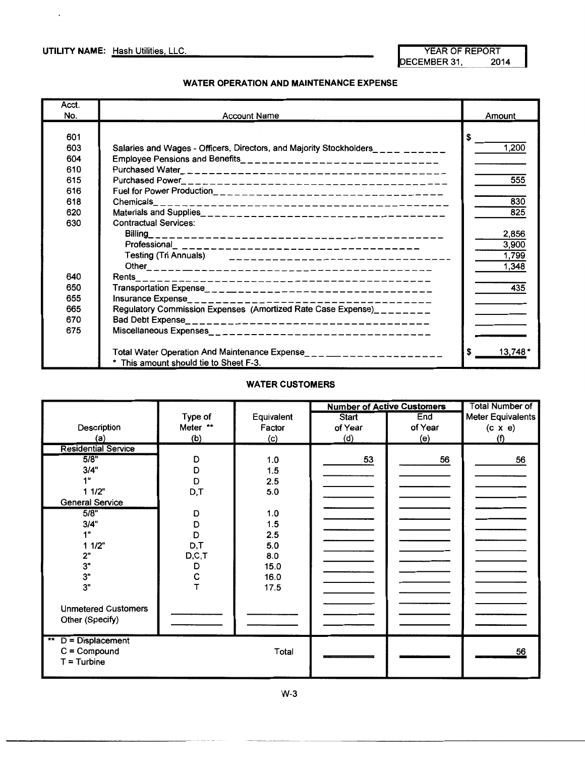**UTILITY NAME:** Hash Utilities, LLC.

| YEAR OF REPORT |
|---|
| DECEMBER 31, 2014 |

## WATER OPERATION AND MAINTENANCE EXPENSE

| Acct. No. | Account Name | Amount |
|---|---|---|
| 601 | | $ |
| 603 | Salaries and Wages - Officers, Directors, and Majority Stockholders | 1,200 |
| 604 | Employee Pensions and Benefits | |
| 610 | Purchased Water | |
| 615 | Purchased Power | 555 |
| 616 | Fuel for Power Production | |
| 618 | Chemicals | 830 |
| 620 | Materials and Supplies | 825 |
| 630 | Contractual Services: | |
| | Billing | 2,856 |
| | Professional | 3,900 |
| | Testing (Tri Annuals) | 1,799 |
| | Other | 1,348 |
| 640 | Rents | |
| 650 | Transportation Expense | 435 |
| 655 | Insurance Expense | |
| 665 | Regulatory Commission Expenses (Amortized Rate Case Expense) | |
| 670 | Bad Debt Expense | |
| 675 | Miscellaneous Expenses | |
| | Total Water Operation And Maintenance Expense | $ 13,748* |
| | * This amount should tie to Sheet F-3. | |

## WATER CUSTOMERS

| Description (a) | Type of Meter ** (b) | Equivalent Factor (c) | Number of Active Customers: Start of Year (d) | Number of Active Customers: End of Year (e) | Total Number of Meter Equivalents (c x e) (f) |
|---|---|---|---|---|---|
| **Residential Service** | | | | | |
| 5/8" | D | 1.0 | 53 | 56 | 56 |
| 3/4" | D | 1.5 | | | |
| 1" | D | 2.5 | | | |
| 1 1/2" | D,T | 5.0 | | | |
| **General Service** | | | | | |
| 5/8" | D | 1.0 | | | |
| 3/4" | D | 1.5 | | | |
| 1" | D | 2.5 | | | |
| 1 1/2" | D,T | 5.0 | | | |
| 2" | D,C,T | 8.0 | | | |
| 3" | D | 15.0 | | | |
| 3" | C | 16.0 | | | |
| 3" | T | 17.5 | | | |
| Unmetered Customers | | | | | |
| Other (Specify) | | | | | |
| | | Total | | | 56 |

** D = Displacement
C = Compound
T = Turbine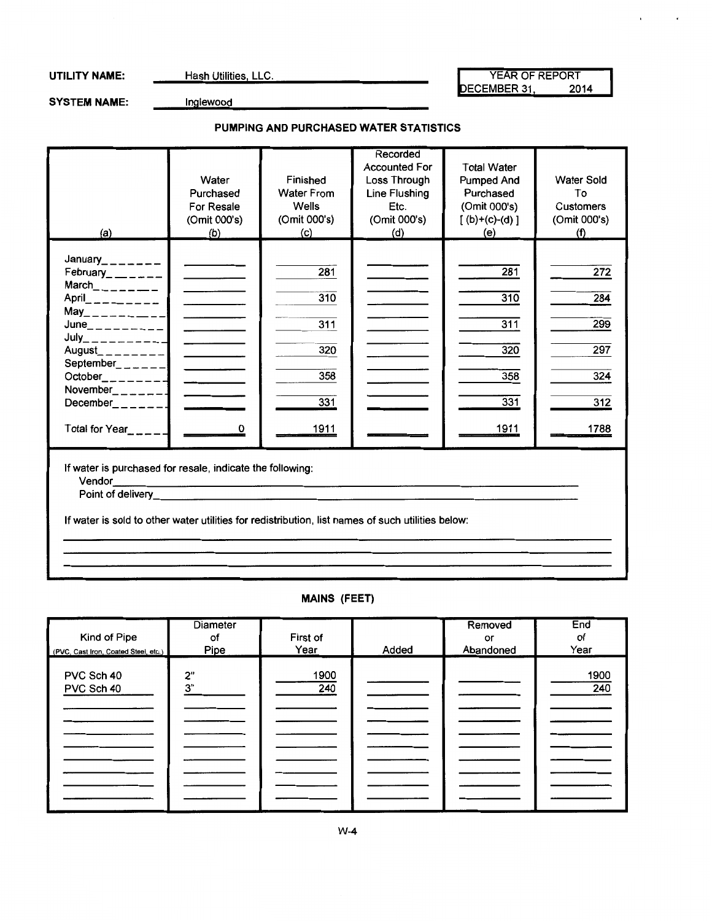**UTILITY NAME:** Hash Utilities, LLC.

**SYSTEM NAME:** Inglewood

| YEAR OF REPORT |
|---|
| DECEMBER 31, 2014 |

## PUMPING AND PURCHASED WATER STATISTICS

| (a) | Water Purchased For Resale (Omit 000's) (b) | Finished Water From Wells (Omit 000's) (c) | Recorded Accounted For Loss Through Line Flushing Etc. (Omit 000's) (d) | Total Water Pumped And Purchased (Omit 000's) [ (b)+(c)-(d) ] (e) | Water Sold To Customers (Omit 000's) (f) |
|---|---|---|---|---|---|
| January | | | | | |
| February | | 281 | | 281 | 272 |
| March | | | | | |
| April | | 310 | | 310 | 284 |
| May | | | | | |
| June | | 311 | | 311 | 299 |
| July | | | | | |
| August | | 320 | | 320 | 297 |
| September | | | | | |
| October | | 358 | | 358 | 324 |
| November | | | | | |
| December | | 331 | | 331 | 312 |
| Total for Year | 0 | 1911 | | 1911 | 1788 |

If water is purchased for resale, indicate the following:

Vendor

Point of delivery

If water is sold to other water utilities for redistribution, list names of such utilities below:

## MAINS (FEET)

| Kind of Pipe (PVC, Cast Iron, Coated Steel, etc.) | Diameter of Pipe | First of Year | Added | Removed or Abandoned | End of Year |
|---|---|---|---|---|---|
| PVC Sch 40 | 2" | 1900 | | | 1900 |
| PVC Sch 40 | 3" | 240 | | | 240 |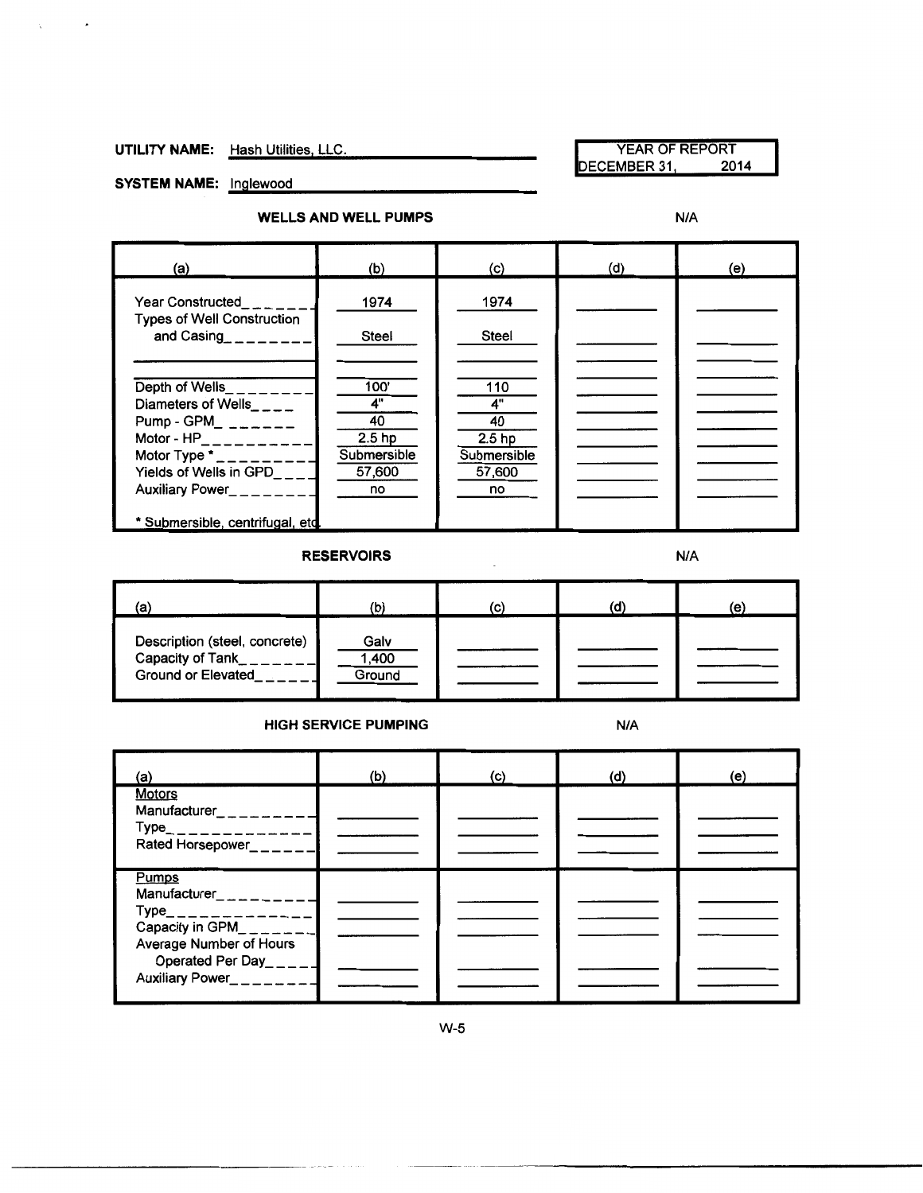**UTILITY NAME:** Hash Utilities, LLC.

**SYSTEM NAME:** Inglewood

| YEAR OF REPORT |
| --- |
| DECEMBER 31, 2014 |

### WELLS AND WELL PUMPS

N/A

| (a) | (b) | (c) | (d) | (e) |
| --- | --- | --- | --- | --- |
| Year Constructed | 1974 | 1974 | | |
| Types of Well Construction and Casing | Steel | Steel | | |
| | | | | |
| Depth of Wells | 100' | 110 | | |
| Diameters of Wells | 4" | 4" | | |
| Pump - GPM | 40 | 40 | | |
| Motor - HP | 2.5 hp | 2.5 hp | | |
| Motor Type * | Submersible | Submersible | | |
| Yields of Wells in GPD | 57,600 | 57,600 | | |
| Auxiliary Power | no | no | | |
| * Submersible, centrifugal, etc | | | | |

### RESERVOIRS

N/A

| (a) | (b) | (c) | (d) | (e) |
| --- | --- | --- | --- | --- |
| Description (steel, concrete) | Galv | | | |
| Capacity of Tank | 1,400 | | | |
| Ground or Elevated | Ground | | | |

### HIGH SERVICE PUMPING

N/A

| (a) | (b) | (c) | (d) | (e) |
| --- | --- | --- | --- | --- |
| **Motors** | | | | |
| Manufacturer | | | | |
| Type | | | | |
| Rated Horsepower | | | | |
| **Pumps** | | | | |
| Manufacturer | | | | |
| Type | | | | |
| Capacity in GPM | | | | |
| Average Number of Hours Operated Per Day | | | | |
| Auxiliary Power | | | | |

W-5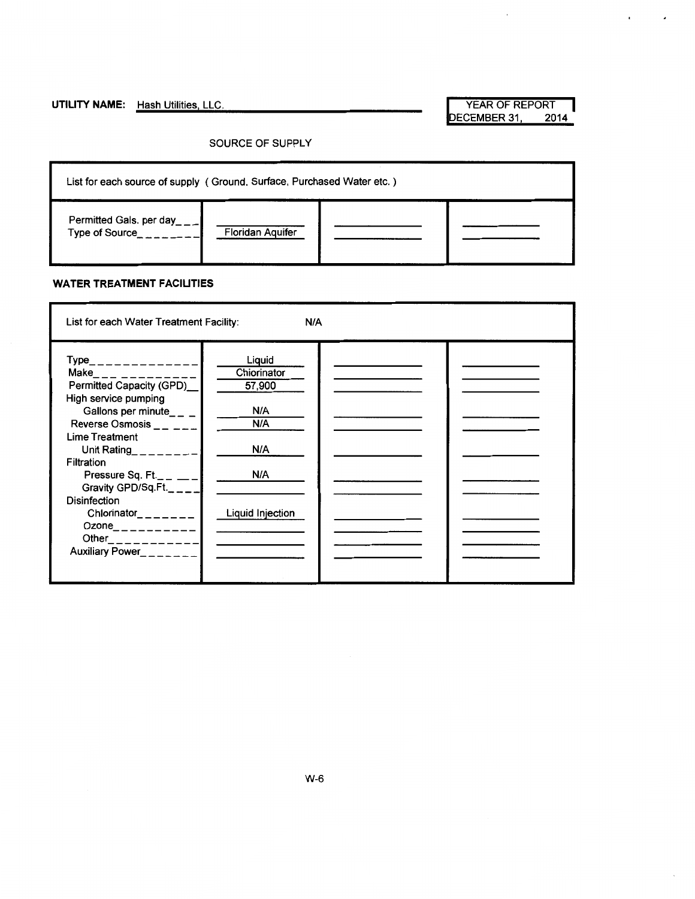**UTILITY NAME:** Hash Utilities, LLC.

| YEAR OF REPORT |
|---|
| DECEMBER 31, 2014 |

SOURCE OF SUPPLY

| List for each source of supply ( Ground, Surface, Purchased Water etc. ) | | | |
|---|---|---|---|
| Permitted Gals. per day | | | |
| Type of Source | Floridan Aquifer | | |

**WATER TREATMENT FACILITIES**

| List for each Water Treatment Facility: | N/A | | |
|---|---|---|---|
| Type | Liquid | | |
| Make | Chiorinator | | |
| Permitted Capacity (GPD) | 57,900 | | |
| High service pumping | | | |
| Gallons per minute | N/A | | |
| Reverse Osmosis | N/A | | |
| Lime Treatment | | | |
| Unit Rating | N/A | | |
| Filtration | | | |
| Pressure Sq. Ft. | N/A | | |
| Gravity GPD/Sq.Ft. | | | |
| Disinfection | | | |
| Chlorinator | Liquid Injection | | |
| Ozone | | | |
| Other | | | |
| Auxiliary Power | | | |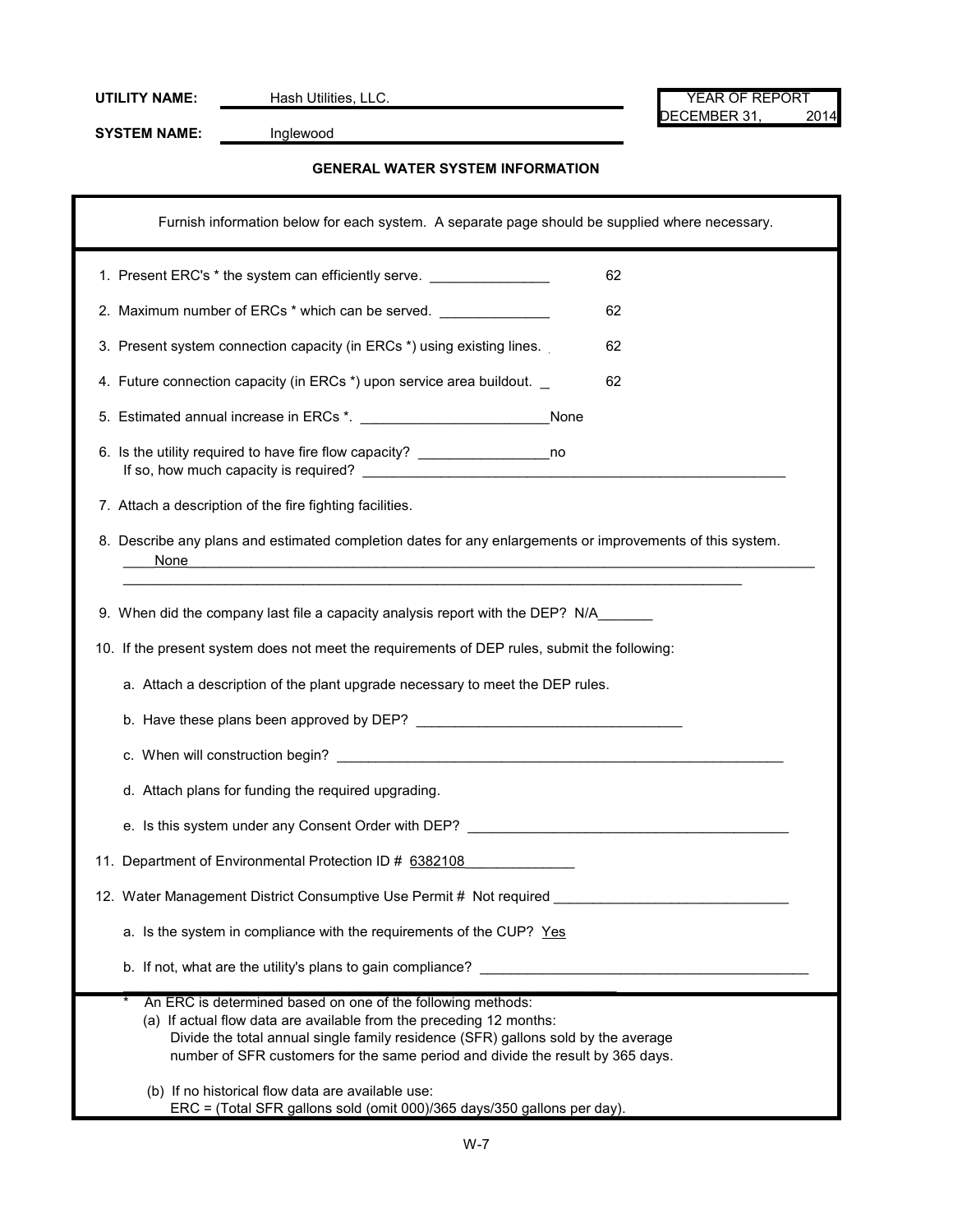**UTILITY NAME:** Hash Utilities, LLC.

**SYSTEM NAME:** Inglewood

YEAR OF REPORT
DECEMBER 31, 2014

### GENERAL WATER SYSTEM INFORMATION

Furnish information below for each system. A separate page should be supplied where necessary.

1. Present ERC's * the system can efficiently serve. 62
2. Maximum number of ERCs * which can be served. 62
3. Present system connection capacity (in ERCs *) using existing lines. 62
4. Future connection capacity (in ERCs *) upon service area buildout. 62
5. Estimated annual increase in ERCs *. None
6. Is the utility required to have fire flow capacity? no
   If so, how much capacity is required?
7. Attach a description of the fire fighting facilities.
8. Describe any plans and estimated completion dates for any enlargements or improvements of this system.
   None
9. When did the company last file a capacity analysis report with the DEP? N/A
10. If the present system does not meet the requirements of DEP rules, submit the following:
    a. Attach a description of the plant upgrade necessary to meet the DEP rules.
    b. Have these plans been approved by DEP?
    c. When will construction begin?
    d. Attach plans for funding the required upgrading.
    e. Is this system under any Consent Order with DEP?
11. Department of Environmental Protection ID # 6382108
12. Water Management District Consumptive Use Permit # Not required
    a. Is the system in compliance with the requirements of the CUP? Yes
    b. If not, what are the utility's plans to gain compliance?

\* An ERC is determined based on one of the following methods:
(a) If actual flow data are available from the preceding 12 months:
Divide the total annual single family residence (SFR) gallons sold by the average number of SFR customers for the same period and divide the result by 365 days.

(b) If no historical flow data are available use:
ERC = (Total SFR gallons sold (omit 000)/365 days/350 gallons per day).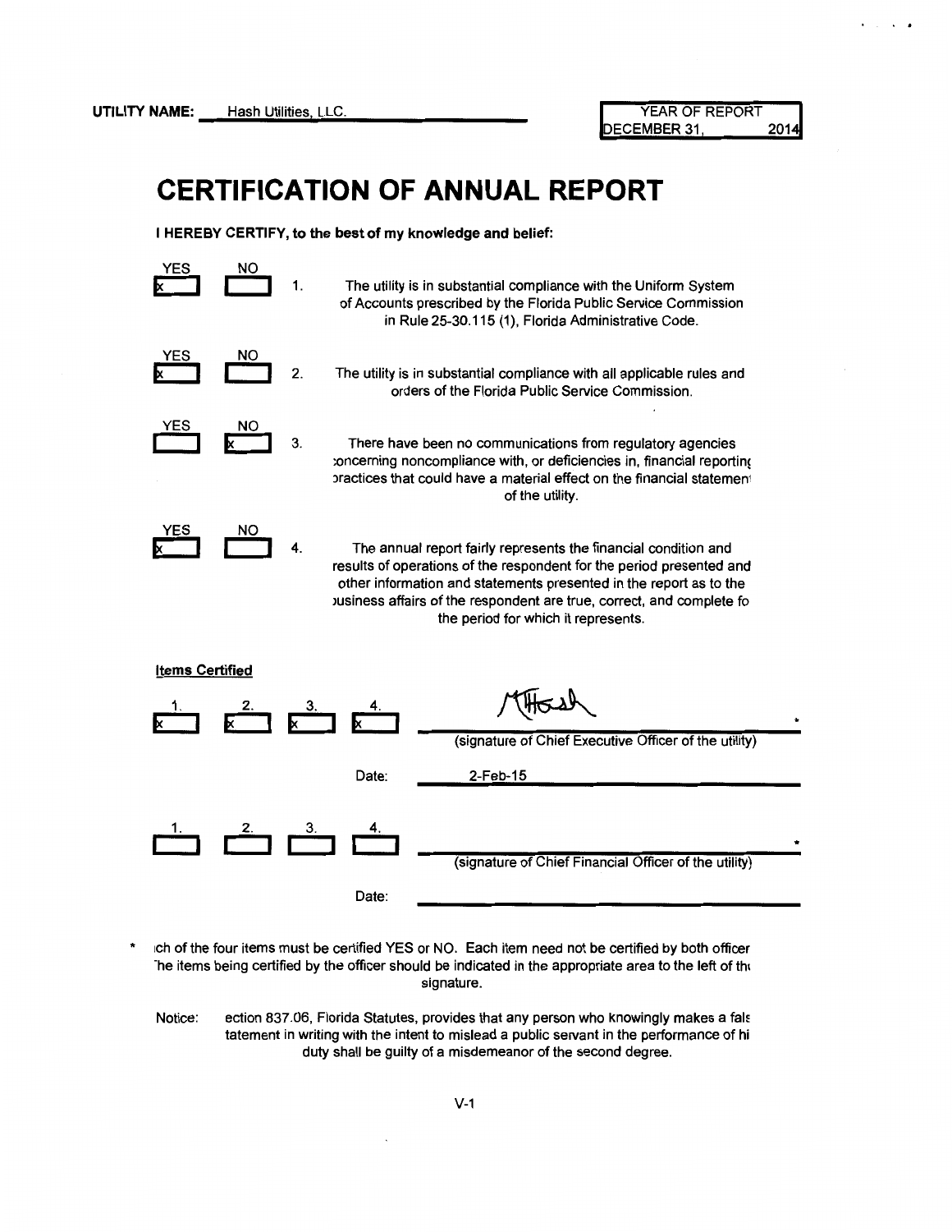**UTILITY NAME:** Hash Utilities, LLC.

YEAR OF REPORT
DECEMBER 31, 2014

# CERTIFICATION OF ANNUAL REPORT

**I HEREBY CERTIFY, to the best of my knowledge and belief:**

| YES | NO | | |
|---|---|---|---|
| x | | 1. | The utility is in substantial compliance with the Uniform System of Accounts prescribed by the Florida Public Service Commission in Rule 25-30.115 (1), Florida Administrative Code. |
| x | | 2. | The utility is in substantial compliance with all applicable rules and orders of the Florida Public Service Commission. |
| | x | 3. | There have been no communications from regulatory agencies concerning noncompliance with, or deficiencies in, financial reporting practices that could have a material effect on the financial statement of the utility. |
| x | | 4. | The annual report fairly represents the financial condition and results of operations of the respondent for the period presented and other information and statements presented in the report as to the business affairs of the respondent are true, correct, and complete for the period for which it represents. |

**Items Certified**

| 1. | 2. | 3. | 4. | |
|---|---|---|---|---|
| x | x | x | x | MHash * (signature of Chief Executive Officer of the utility) |

Date: 2-Feb-15

| 1. | 2. | 3. | 4. | |
|---|---|---|---|---|
| | | | | * (signature of Chief Financial Officer of the utility) |

Date:

\* Each of the four items must be certified YES or NO. Each item need not be certified by both officers. The items being certified by the officer should be indicated in the appropriate area to the left of the signature.

Notice: Section 837.06, Florida Statutes, provides that any person who knowingly makes a false statement in writing with the intent to mislead a public servant in the performance of his duty shall be guilty of a misdemeanor of the second degree.